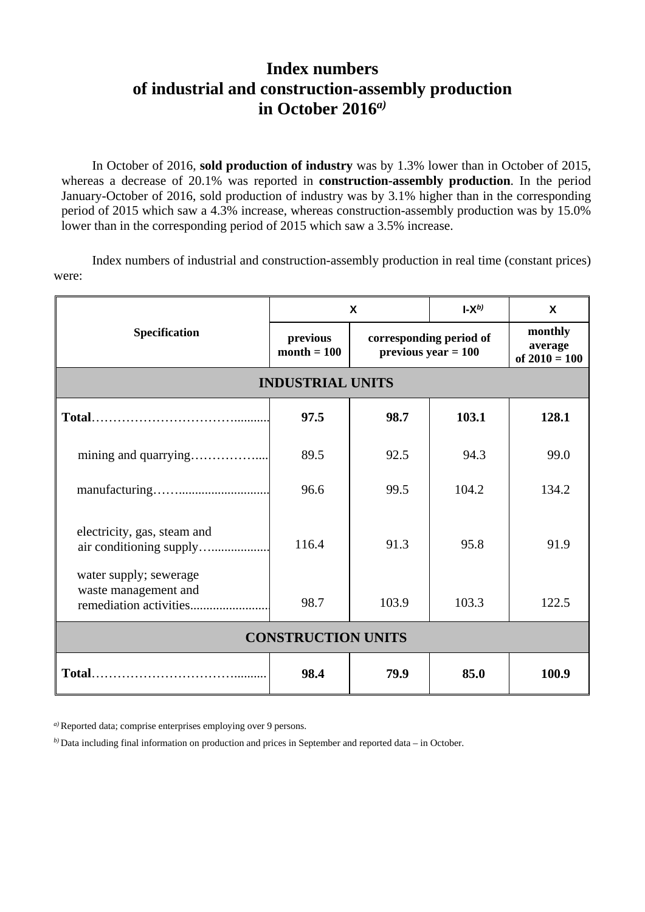# Index numbers of industrial and construction-assembly production in October 2016[a)]

In October of 2016, **sold production of industry** was by 1.3% lower than in October of 2015, whereas a decrease of 20.1% was reported in **construction-assembly production**. In the period January-October of 2016, sold production of industry was by 3.1% higher than in the corresponding period of 2015 which saw a 4.3% increase, whereas construction-assembly production was by 15.0% lower than in the corresponding period of 2015 which saw a 3.5% increase.

Index numbers of industrial and construction-assembly production in real time (constant prices) were:

| Specification | X | | I-X[b)] | X |
|---|---|---|---|---|
| | previous month = 100 | corresponding period of previous year = 100 | | monthly average of 2010 = 100 |
| **INDUSTRIAL UNITS** | | | | |
| **Total**………………………….......... | **97.5** | **98.7** | **103.1** | **128.1** |
| mining and quarrying……………..... | 89.5 | 92.5 | 94.3 | 99.0 |
| manufacturing……........................... | 96.6 | 99.5 | 104.2 | 134.2 |
| electricity, gas, steam and air conditioning supply…................... | 116.4 | 91.3 | 95.8 | 91.9 |
| water supply; sewerage waste management and remediation activities........................ | 98.7 | 103.9 | 103.3 | 122.5 |
| **CONSTRUCTION UNITS** | | | | |
| **Total**………………………….......... | **98.4** | **79.9** | **85.0** | **100.9** |

[a)] Reported data; comprise enterprises employing over 9 persons.

[b)] Data including final information on production and prices in September and reported data – in October.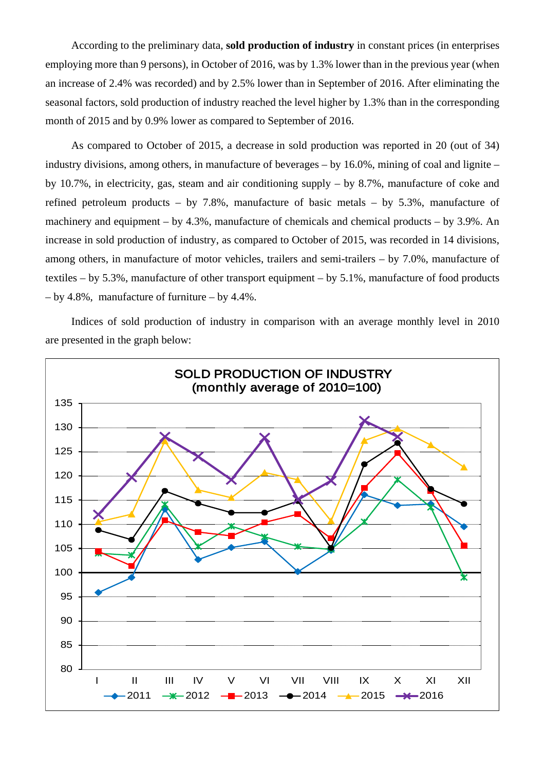According to the preliminary data, **sold production of industry** in constant prices (in enterprises employing more than 9 persons), in October of 2016, was by 1.3% lower than in the previous year (when an increase of 2.4% was recorded) and by 2.5% lower than in September of 2016. After eliminating the seasonal factors, sold production of industry reached the level higher by 1.3% than in the corresponding month of 2015 and by 0.9% lower as compared to September of 2016.

As compared to October of 2015, a decrease in sold production was reported in 20 (out of 34) industry divisions, among others, in manufacture of beverages – by 16.0%, mining of coal and lignite – by 10.7%, in electricity, gas, steam and air conditioning supply – by 8.7%, manufacture of coke and refined petroleum products – by 7.8%, manufacture of basic metals – by 5.3%, manufacture of machinery and equipment – by 4.3%, manufacture of chemicals and chemical products – by 3.9%. An increase in sold production of industry, as compared to October of 2015, was recorded in 14 divisions, among others, in manufacture of motor vehicles, trailers and semi-trailers – by 7.0%, manufacture of textiles – by 5.3%, manufacture of other transport equipment – by 5.1%, manufacture of food products – by 4.8%, manufacture of furniture – by 4.4%.

Indices of sold production of industry in comparison with an average monthly level in 2010 are presented in the graph below:

**SOLD PRODUCTION OF INDUSTRY (monthly average of 2010=100)**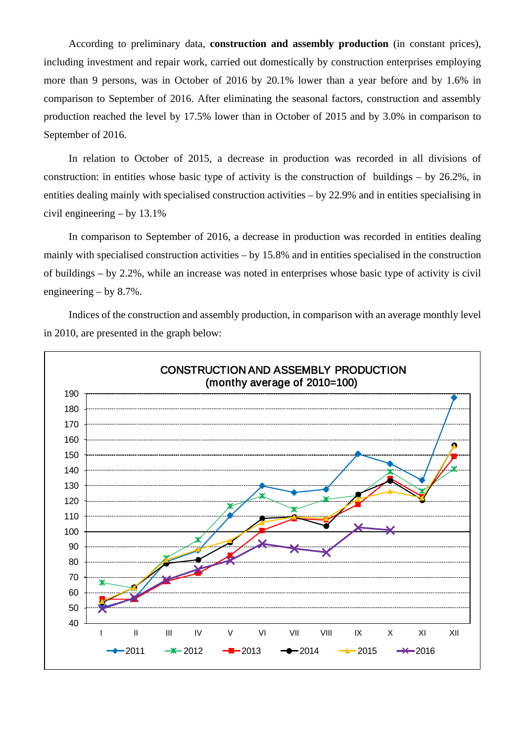According to preliminary data, **construction and assembly production** (in constant prices), including investment and repair work, carried out domestically by construction enterprises employing more than 9 persons, was in October of 2016 by 20.1% lower than a year before and by 1.6% in comparison to September of 2016. After eliminating the seasonal factors, construction and assembly production reached the level by 17.5% lower than in October of 2015 and by 3.0% in comparison to September of 2016.

In relation to October of 2015, a decrease in production was recorded in all divisions of construction: in entities whose basic type of activity is the construction of buildings – by 26.2%, in entities dealing mainly with specialised construction activities – by 22.9% and in entities specialising in civil engineering – by 13.1%

In comparison to September of 2016, a decrease in production was recorded in entities dealing mainly with specialised construction activities – by 15.8% and in entities specialised in the construction of buildings – by 2.2%, while an increase was noted in enterprises whose basic type of activity is civil engineering – by 8.7%.

Indices of the construction and assembly production, in comparison with an average monthly level in 2010, are presented in the graph below:

CONSTRUCTION AND ASSEMBLY PRODUCTION
(monthy average of 2010=100)

190
180
170
160
150
140
130
120
110
100
90
80
70
60
50
40

I II III IV V VI VII VIII IX X XI XII

2011 2012 2013 2014 2015 2016